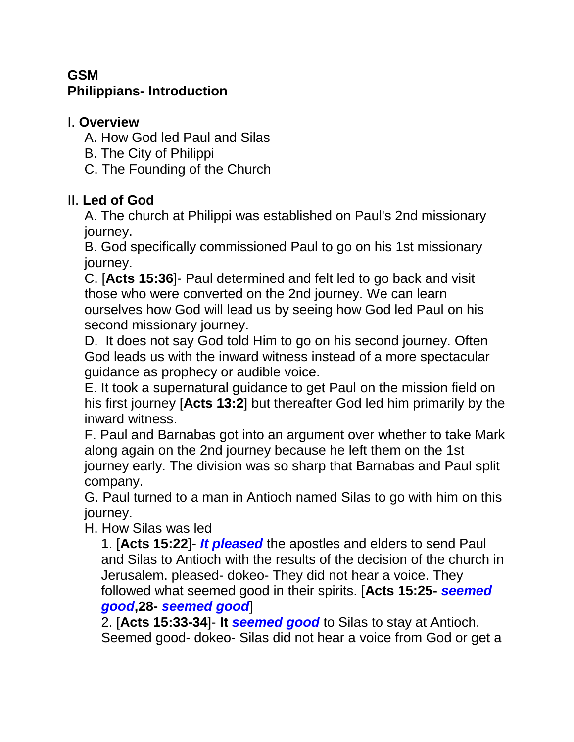**GSM**
**Philippians- Introduction**

I. **Overview**

A. How God led Paul and Silas
B. The City of Philippi
C. The Founding of the Church

II. **Led of God**

A. The church at Philippi was established on Paul's 2nd missionary journey.
B. God specifically commissioned Paul to go on his 1st missionary journey.
C. [**Acts 15:36**]- Paul determined and felt led to go back and visit those who were converted on the 2nd journey. We can learn ourselves how God will lead us by seeing how God led Paul on his second missionary journey.
D. It does not say God told Him to go on his second journey. Often God leads us with the inward witness instead of a more spectacular guidance as prophecy or audible voice.
E. It took a supernatural guidance to get Paul on the mission field on his first journey [**Acts 13:2**] but thereafter God led him primarily by the inward witness.
F. Paul and Barnabas got into an argument over whether to take Mark along again on the 2nd journey because he left them on the 1st journey early. The division was so sharp that Barnabas and Paul split company.
G. Paul turned to a man in Antioch named Silas to go with him on this journey.
H. How Silas was led

1. [**Acts 15:22**]- ***It pleased*** the apostles and elders to send Paul and Silas to Antioch with the results of the decision of the church in Jerusalem. pleased- dokeo- They did not hear a voice. They followed what seemed good in their spirits. [**Acts 15:25- *seemed good*,28- *seemed good***]
2. [**Acts 15:33-34**]- **It *seemed good*** to Silas to stay at Antioch. Seemed good- dokeo- Silas did not hear a voice from God or get a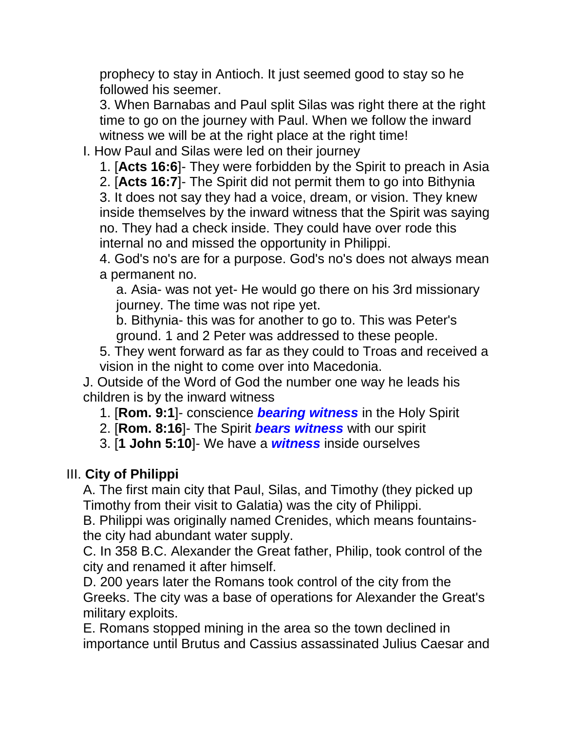prophecy to stay in Antioch. It just seemed good to stay so he followed his seemer.

3. When Barnabas and Paul split Silas was right there at the right time to go on the journey with Paul. When we follow the inward witness we will be at the right place at the right time!

I. How Paul and Silas were led on their journey

1. [**Acts 16:6**]- They were forbidden by the Spirit to preach in Asia
2. [**Acts 16:7**]- The Spirit did not permit them to go into Bithynia
3. It does not say they had a voice, dream, or vision. They knew inside themselves by the inward witness that the Spirit was saying no. They had a check inside. They could have over rode this internal no and missed the opportunity in Philippi.
4. God's no's are for a purpose. God's no's does not always mean a permanent no.
   a. Asia- was not yet- He would go there on his 3rd missionary journey. The time was not ripe yet.
   b. Bithynia- this was for another to go to. This was Peter's ground. 1 and 2 Peter was addressed to these people.
5. They went forward as far as they could to Troas and received a vision in the night to come over into Macedonia.

J. Outside of the Word of God the number one way he leads his children is by the inward witness

1. [**Rom. 9:1**]- conscience ***bearing witness*** in the Holy Spirit
2. [**Rom. 8:16**]- The Spirit ***bears witness*** with our spirit
3. [**1 John 5:10**]- We have a ***witness*** inside ourselves

## III. **City of Philippi**

A. The first main city that Paul, Silas, and Timothy (they picked up Timothy from their visit to Galatia) was the city of Philippi.

B. Philippi was originally named Crenides, which means fountains- the city had abundant water supply.

C. In 358 B.C. Alexander the Great father, Philip, took control of the city and renamed it after himself.

D. 200 years later the Romans took control of the city from the Greeks. The city was a base of operations for Alexander the Great's military exploits.

E. Romans stopped mining in the area so the town declined in importance until Brutus and Cassius assassinated Julius Caesar and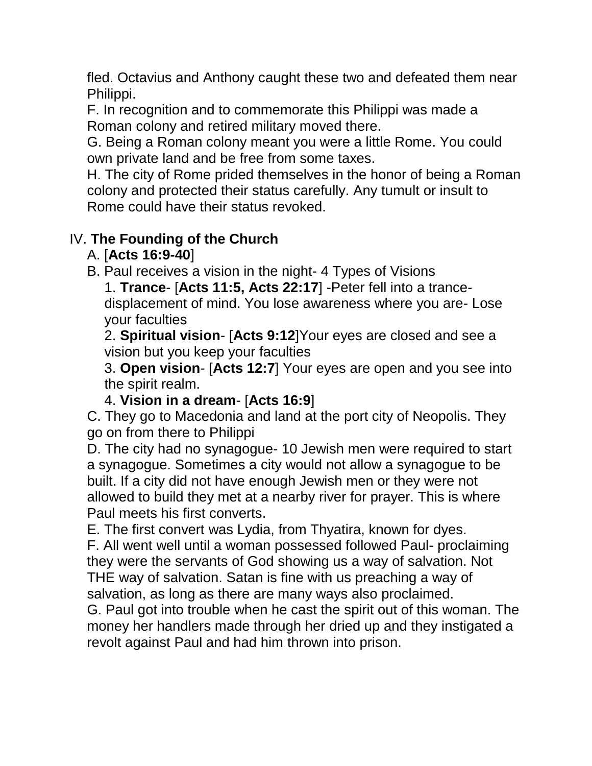fled. Octavius and Anthony caught these two and defeated them near Philippi.

F. In recognition and to commemorate this Philippi was made a Roman colony and retired military moved there.

G. Being a Roman colony meant you were a little Rome. You could own private land and be free from some taxes.

H. The city of Rome prided themselves in the honor of being a Roman colony and protected their status carefully. Any tumult or insult to Rome could have their status revoked.

IV. **The Founding of the Church**

A. [**Acts 16:9-40**]

B. Paul receives a vision in the night- 4 Types of Visions

1. **Trance**- [**Acts 11:5, Acts 22:17**] -Peter fell into a trance- displacement of mind. You lose awareness where you are- Lose your faculties
2. **Spiritual vision**- [**Acts 9:12**]Your eyes are closed and see a vision but you keep your faculties
3. **Open vision**- [**Acts 12:7**] Your eyes are open and you see into the spirit realm.
4. **Vision in a dream**- [**Acts 16:9**]

C. They go to Macedonia and land at the port city of Neopolis. They go on from there to Philippi

D. The city had no synagogue- 10 Jewish men were required to start a synagogue. Sometimes a city would not allow a synagogue to be built. If a city did not have enough Jewish men or they were not allowed to build they met at a nearby river for prayer. This is where Paul meets his first converts.

E. The first convert was Lydia, from Thyatira, known for dyes.

F. All went well until a woman possessed followed Paul- proclaiming they were the servants of God showing us a way of salvation. Not THE way of salvation. Satan is fine with us preaching a way of salvation, as long as there are many ways also proclaimed.

G. Paul got into trouble when he cast the spirit out of this woman. The money her handlers made through her dried up and they instigated a revolt against Paul and had him thrown into prison.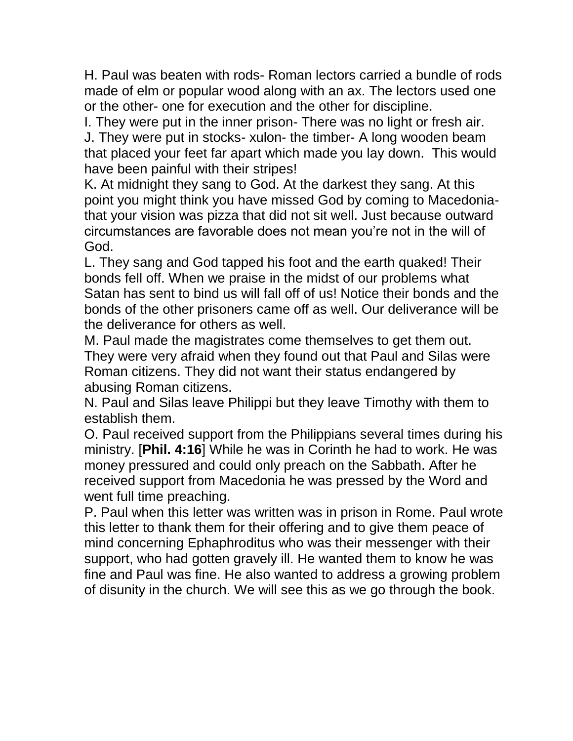H. Paul was beaten with rods- Roman lectors carried a bundle of rods made of elm or popular wood along with an ax. The lectors used one or the other- one for execution and the other for discipline.

I. They were put in the inner prison- There was no light or fresh air.

J. They were put in stocks- xulon- the timber- A long wooden beam that placed your feet far apart which made you lay down. This would have been painful with their stripes!

K. At midnight they sang to God. At the darkest they sang. At this point you might think you have missed God by coming to Macedonia- that your vision was pizza that did not sit well. Just because outward circumstances are favorable does not mean you're not in the will of God.

L. They sang and God tapped his foot and the earth quaked! Their bonds fell off. When we praise in the midst of our problems what Satan has sent to bind us will fall off of us! Notice their bonds and the bonds of the other prisoners came off as well. Our deliverance will be the deliverance for others as well.

M. Paul made the magistrates come themselves to get them out. They were very afraid when they found out that Paul and Silas were Roman citizens. They did not want their status endangered by abusing Roman citizens.

N. Paul and Silas leave Philippi but they leave Timothy with them to establish them.

O. Paul received support from the Philippians several times during his ministry. [**Phil. 4:16**] While he was in Corinth he had to work. He was money pressured and could only preach on the Sabbath. After he received support from Macedonia he was pressed by the Word and went full time preaching.

P. Paul when this letter was written was in prison in Rome. Paul wrote this letter to thank them for their offering and to give them peace of mind concerning Ephaphroditus who was their messenger with their support, who had gotten gravely ill. He wanted them to know he was fine and Paul was fine. He also wanted to address a growing problem of disunity in the church. We will see this as we go through the book.